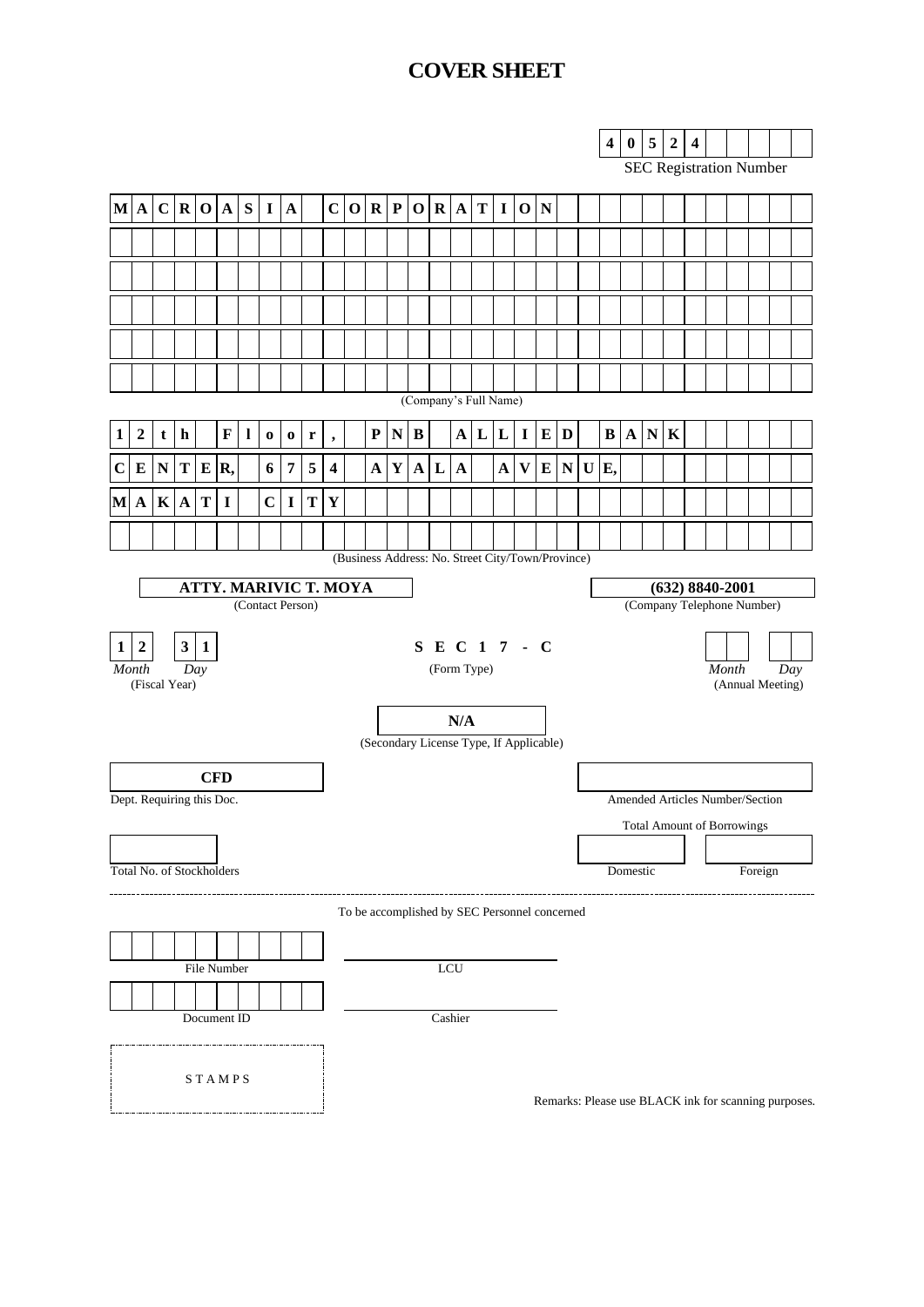# COVER SHEET

**4 0 5 2 4**

SEC Registration Number

**MACROASIA CORPORATION**

(Company's Full Name)

**12th Floor, PNB ALLIED BANK CENTER, 6754 AYALA AVENUE, MAKATI CITY**

(Business Address: No. Street City/Town/Province)

**ATTY. MARIVIC T. MOYA**
(Contact Person)

**(632) 8840-2001**
(Company Telephone Number)

| **1 2** | **3 1** | **SEC 17 - C** | | |
|---|---|---|---|---|
| *Month* | *Day* | (Form Type) | *Month* | *Day* |
| (Fiscal Year) | | | (Annual Meeting) | |

**N/A**
(Secondary License Type, If Applicable)

**CFD**
Dept. Requiring this Doc.

Amended Articles Number/Section

Total Amount of Borrowings

| Total No. of Stockholders | Domestic | Foreign |
|---|---|---|
| | | |

---

To be accomplished by SEC Personnel concerned

File Number

LCU

Document ID

Cashier

STAMPS

Remarks: Please use BLACK ink for scanning purposes.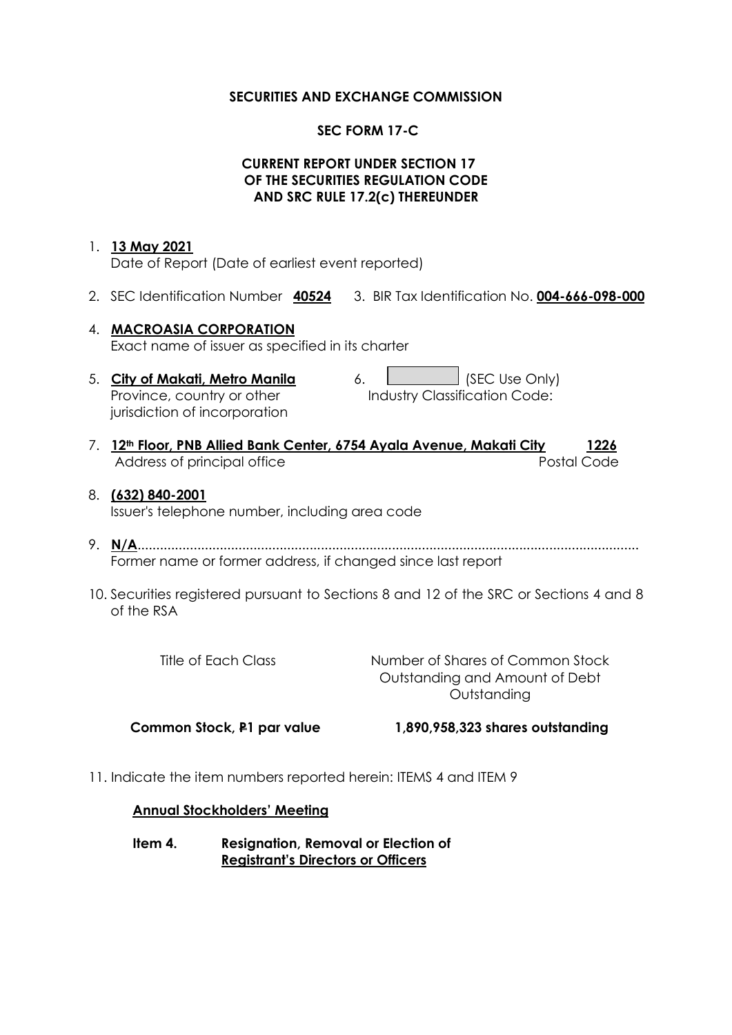**SECURITIES AND EXCHANGE COMMISSION**

**SEC FORM 17-C**

**CURRENT REPORT UNDER SECTION 17 OF THE SECURITIES REGULATION CODE AND SRC RULE 17.2(c) THEREUNDER**

1. **13 May 2021**
   Date of Report (Date of earliest event reported)

2. SEC Identification Number **40524** 3. BIR Tax Identification No. **004-666-098-000**

4. **MACROASIA CORPORATION**
   Exact name of issuer as specified in its charter

5. **City of Makati, Metro Manila** 6. [ ] (SEC Use Only)
   Province, country or other jurisdiction of incorporation — Industry Classification Code:

7. **12th Floor, PNB Allied Bank Center, 6754 Ayala Avenue, Makati City** **1226**
   Address of principal office — Postal Code

8. **(632) 840-2001**
   Issuer's telephone number, including area code

9. **N/A**.......................................................................................................................................
   Former name or former address, if changed since last report

10. Securities registered pursuant to Sections 8 and 12 of the SRC or Sections 4 and 8 of the RSA

| Title of Each Class | Number of Shares of Common Stock Outstanding and Amount of Debt Outstanding |
|---|---|
| **Common Stock, ₱1 par value** | **1,890,958,323 shares outstanding** |

11. Indicate the item numbers reported herein: ITEMS 4 and ITEM 9

**Annual Stockholders' Meeting**

**Item 4. Resignation, Removal or Election of Registrant's Directors or Officers**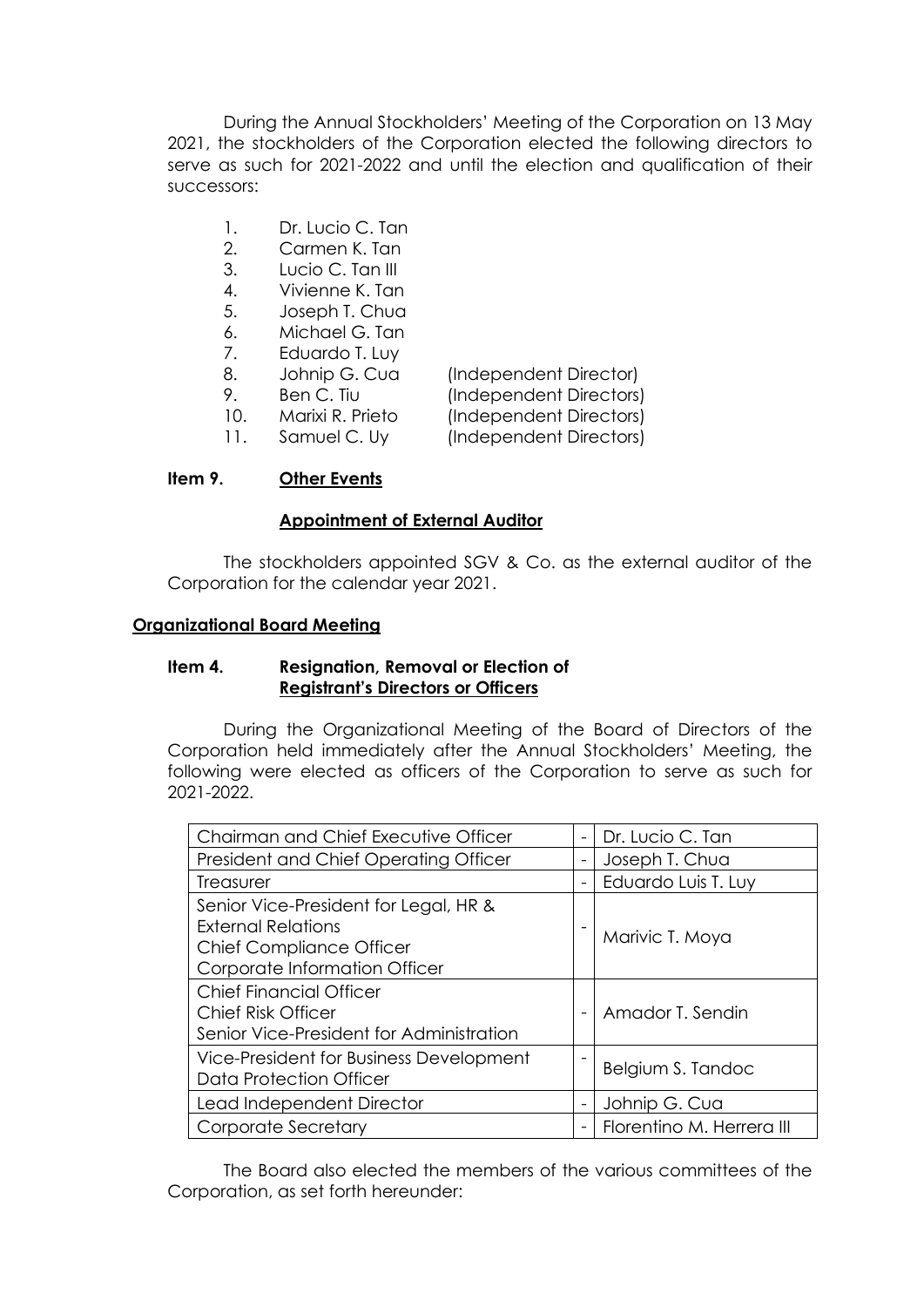During the Annual Stockholders' Meeting of the Corporation on 13 May 2021, the stockholders of the Corporation elected the following directors to serve as such for 2021-2022 and until the election and qualification of their successors:

1. Dr. Lucio C. Tan
2. Carmen K. Tan
3. Lucio C. Tan III
4. Vivienne K. Tan
5. Joseph T. Chua
6. Michael G. Tan
7. Eduardo T. Luy
8. Johnip G. Cua (Independent Director)
9. Ben C. Tiu (Independent Directors)
10. Marixi R. Prieto (Independent Directors)
11. Samuel C. Uy (Independent Directors)

**Item 9. <u>Other Events</u>**

**<u>Appointment of External Auditor</u>**

The stockholders appointed SGV & Co. as the external auditor of the Corporation for the calendar year 2021.

**<u>Organizational Board Meeting</u>**

**Item 4. Resignation, Removal or Election of <u>Registrant's Directors or Officers</u>**

During the Organizational Meeting of the Board of Directors of the Corporation held immediately after the Annual Stockholders' Meeting, the following were elected as officers of the Corporation to serve as such for 2021-2022.

| Position | | Name |
|---|---|---|
| Chairman and Chief Executive Officer | - | Dr. Lucio C. Tan |
| President and Chief Operating Officer | - | Joseph T. Chua |
| Treasurer | - | Eduardo Luis T. Luy |
| Senior Vice-President for Legal, HR & External Relations<br>Chief Compliance Officer<br>Corporate Information Officer | - | Marivic T. Moya |
| Chief Financial Officer<br>Chief Risk Officer<br>Senior Vice-President for Administration | - | Amador T. Sendin |
| Vice-President for Business Development<br>Data Protection Officer | - | Belgium S. Tandoc |
| Lead Independent Director | - | Johnip G. Cua |
| Corporate Secretary | - | Florentino M. Herrera III |

The Board also elected the members of the various committees of the Corporation, as set forth hereunder: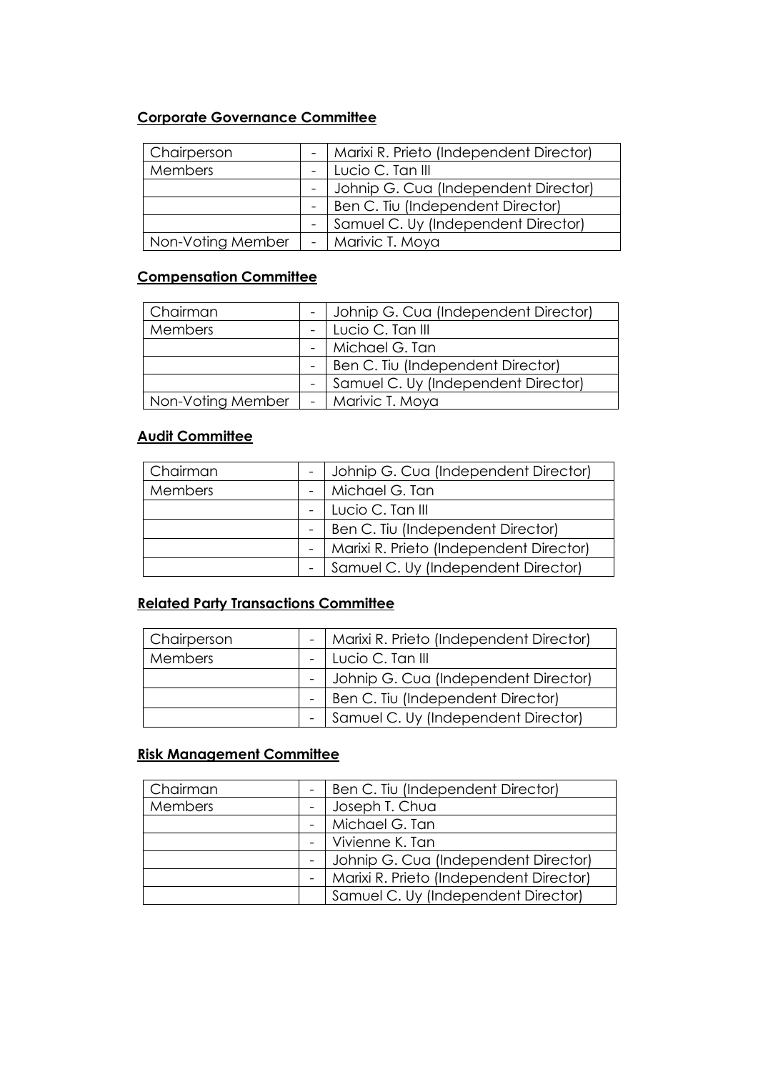**Corporate Governance Committee**

| | | |
|---|---|---|
| Chairperson | - | Marixi R. Prieto (Independent Director) |
| Members | - | Lucio C. Tan III |
| | - | Johnip G. Cua (Independent Director) |
| | - | Ben C. Tiu (Independent Director) |
| | - | Samuel C. Uy (Independent Director) |
| Non-Voting Member | - | Marivic T. Moya |

**Compensation Committee**

| | | |
|---|---|---|
| Chairman | - | Johnip G. Cua (Independent Director) |
| Members | - | Lucio C. Tan III |
| | - | Michael G. Tan |
| | - | Ben C. Tiu (Independent Director) |
| | - | Samuel C. Uy (Independent Director) |
| Non-Voting Member | - | Marivic T. Moya |

**Audit Committee**

| | | |
|---|---|---|
| Chairman | - | Johnip G. Cua (Independent Director) |
| Members | - | Michael G. Tan |
| | - | Lucio C. Tan III |
| | - | Ben C. Tiu (Independent Director) |
| | - | Marixi R. Prieto (Independent Director) |
| | - | Samuel C. Uy (Independent Director) |

**Related Party Transactions Committee**

| | | |
|---|---|---|
| Chairperson | - | Marixi R. Prieto (Independent Director) |
| Members | - | Lucio C. Tan III |
| | - | Johnip G. Cua (Independent Director) |
| | - | Ben C. Tiu (Independent Director) |
| | - | Samuel C. Uy (Independent Director) |

**Risk Management Committee**

| | | |
|---|---|---|
| Chairman | - | Ben C. Tiu (Independent Director) |
| Members | - | Joseph T. Chua |
| | - | Michael G. Tan |
| | - | Vivienne K. Tan |
| | - | Johnip G. Cua (Independent Director) |
| | - | Marixi R. Prieto (Independent Director) |
| | | Samuel C. Uy (Independent Director) |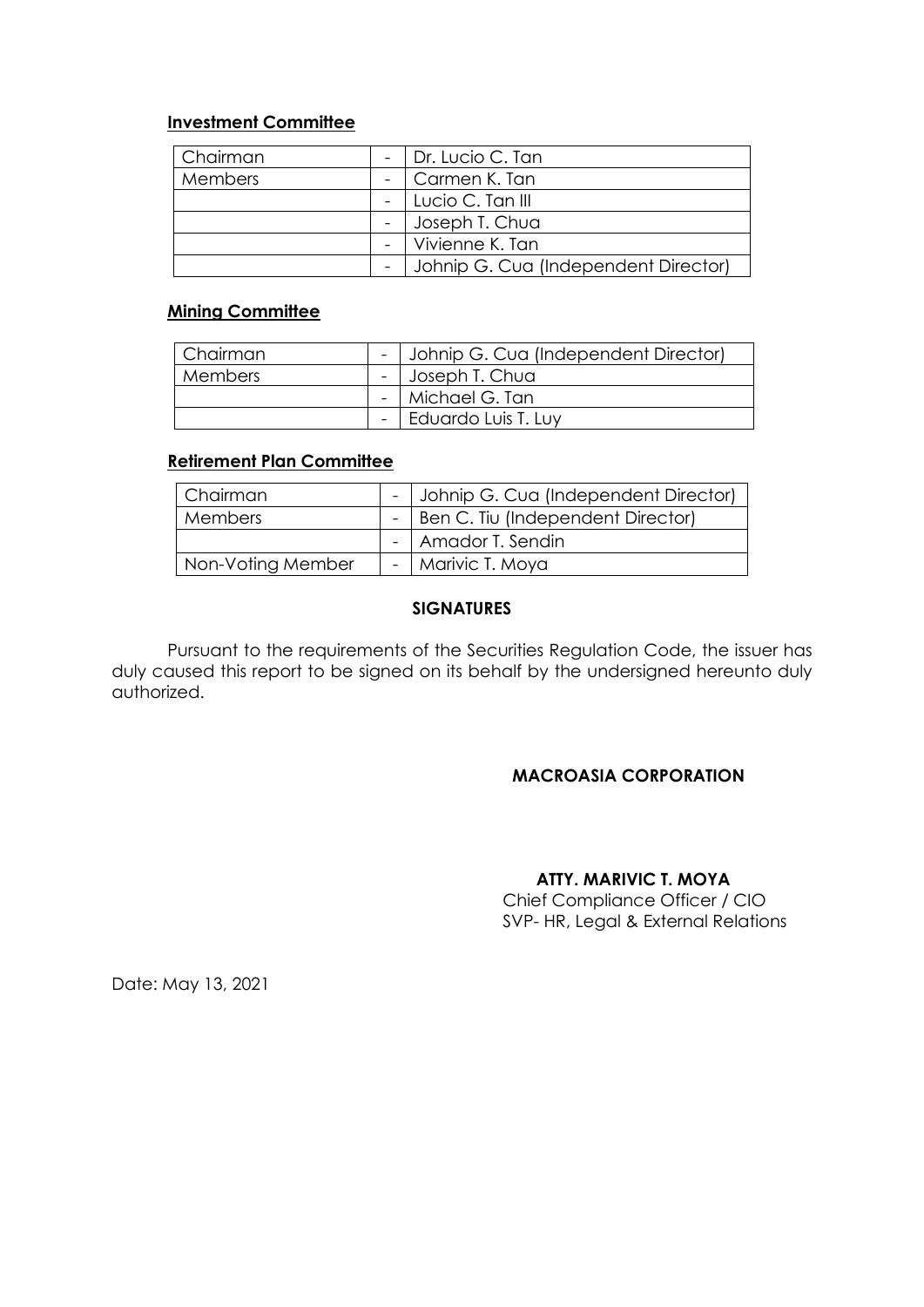**Investment Committee**

| | | |
|---|---|---|
| Chairman | - | Dr. Lucio C. Tan |
| Members | - | Carmen K. Tan |
| | - | Lucio C. Tan III |
| | - | Joseph T. Chua |
| | - | Vivienne K. Tan |
| | - | Johnip G. Cua (Independent Director) |

**Mining Committee**

| | | |
|---|---|---|
| Chairman | - | Johnip G. Cua (Independent Director) |
| Members | - | Joseph T. Chua |
| | - | Michael G. Tan |
| | - | Eduardo Luis T. Luy |

**Retirement Plan Committee**

| | | |
|---|---|---|
| Chairman | - | Johnip G. Cua (Independent Director) |
| Members | - | Ben C. Tiu (Independent Director) |
| | - | Amador T. Sendin |
| Non-Voting Member | - | Marivic T. Moya |

**SIGNATURES**

Pursuant to the requirements of the Securities Regulation Code, the issuer has duly caused this report to be signed on its behalf by the undersigned hereunto duly authorized.

**MACROASIA CORPORATION**

**ATTY. MARIVIC T. MOYA**
Chief Compliance Officer / CIO
SVP- HR, Legal & External Relations

Date: May 13, 2021